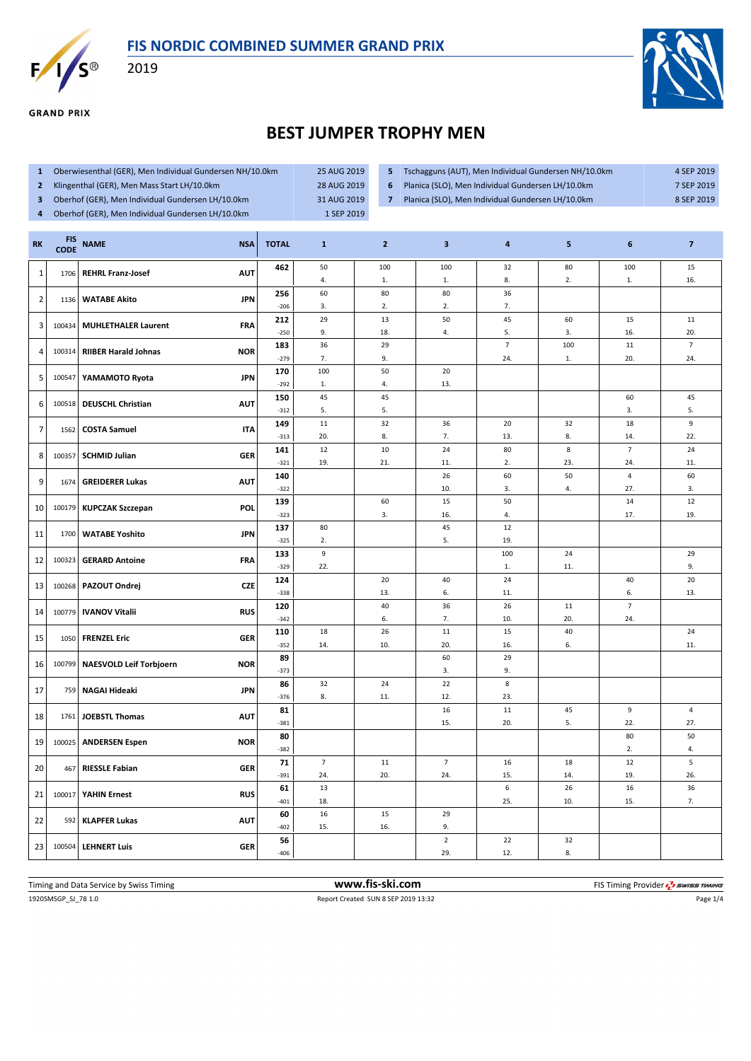# FIS NORDIC COMBINED SUMMER GRAND PRIX

2019

GRAND PRIX

## BEST JUMPER TROPHY MEN

| | Competition | Date |
|---|---|---|
| 1 | Oberwiesenthal (GER), Men Individual Gundersen NH/10.0km | 25 AUG 2019 |
| 2 | Klingenthal (GER), Men Mass Start LH/10.0km | 28 AUG 2019 |
| 3 | Oberhof (GER), Men Individual Gundersen LH/10.0km | 31 AUG 2019 |
| 4 | Oberhof (GER), Men Individual Gundersen LH/10.0km | 1 SEP 2019 |
| 5 | Tschagguns (AUT), Men Individual Gundersen NH/10.0km | 4 SEP 2019 |
| 6 | Planica (SLO), Men Individual Gundersen LH/10.0km | 7 SEP 2019 |
| 7 | Planica (SLO), Men Individual Gundersen LH/10.0km | 8 SEP 2019 |

| RK | FIS CODE | NAME | NSA | TOTAL | 1 | 2 | 3 | 4 | 5 | 6 | 7 |
|---|---|---|---|---|---|---|---|---|---|---|---|
| 1 | 1706 | REHRL Franz-Josef | AUT | 462 | 50<br>4. | 100<br>1. | 100<br>1. | 32<br>8. | 80<br>2. | 100<br>1. | 15<br>16. |
| 2 | 1136 | WATABE Akito | JPN | 256<br>-206 | 60<br>3. | 80<br>2. | 80<br>2. | 36<br>7. | | | |
| 3 | 100434 | MUHLETHALER Laurent | FRA | 212<br>-250 | 29<br>9. | 13<br>18. | 50<br>4. | 45<br>5. | 60<br>3. | 15<br>16. | 11<br>20. |
| 4 | 100314 | RIIBER Harald Johnas | NOR | 183<br>-279 | 36<br>7. | 29<br>9. | | 7<br>24. | 100<br>1. | 11<br>20. | 7<br>24. |
| 5 | 100547 | YAMAMOTO Ryota | JPN | 170<br>-292 | 100<br>1. | 50<br>4. | 20<br>13. | | | | |
| 6 | 100518 | DEUSCHL Christian | AUT | 150<br>-312 | 45<br>5. | 45<br>5. | | | | 60<br>3. | 45<br>5. |
| 7 | 1562 | COSTA Samuel | ITA | 149<br>-313 | 11<br>20. | 32<br>8. | 36<br>7. | 20<br>13. | 32<br>8. | 18<br>14. | 9<br>22. |
| 8 | 100357 | SCHMID Julian | GER | 141<br>-321 | 12<br>19. | 10<br>21. | 24<br>11. | 80<br>2. | 8<br>23. | 7<br>24. | 24<br>11. |
| 9 | 1674 | GREIDERER Lukas | AUT | 140<br>-322 | | | 26<br>10. | 60<br>3. | 50<br>4. | 4<br>27. | 60<br>3. |
| 10 | 100179 | KUPCZAK Szczepan | POL | 139<br>-323 | | 60<br>3. | 15<br>16. | 50<br>4. | | 14<br>17. | 12<br>19. |
| 11 | 1700 | WATABE Yoshito | JPN | 137<br>-325 | 80<br>2. | | 45<br>5. | 12<br>19. | | | |
| 12 | 100323 | GERARD Antoine | FRA | 133<br>-329 | 9<br>22. | | | 100<br>1. | 24<br>11. | | 29<br>9. |
| 13 | 100268 | PAZOUT Ondrej | CZE | 124<br>-338 | | 20<br>13. | 40<br>6. | 24<br>11. | | 40<br>6. | 20<br>13. |
| 14 | 100779 | IVANOV Vitalii | RUS | 120<br>-342 | | 40<br>6. | 36<br>7. | 26<br>10. | 11<br>20. | 7<br>24. | |
| 15 | 1050 | FRENZEL Eric | GER | 110<br>-352 | 18<br>14. | 26<br>10. | 11<br>20. | 15<br>16. | 40<br>6. | | 24<br>11. |
| 16 | 100799 | NAESVOLD Leif Torbjoern | NOR | 89<br>-373 | | | 60<br>3. | 29<br>9. | | | |
| 17 | 759 | NAGAI Hideaki | JPN | 86<br>-376 | 32<br>8. | 24<br>11. | 22<br>12. | 8<br>23. | | | |
| 18 | 1761 | JOEBSTL Thomas | AUT | 81<br>-381 | | | 16<br>15. | 11<br>20. | 45<br>5. | 9<br>22. | 4<br>27. |
| 19 | 100025 | ANDERSEN Espen | NOR | 80<br>-382 | | | | | | 80<br>2. | 50<br>4. |
| 20 | 467 | RIESSLE Fabian | GER | 71<br>-391 | 7<br>24. | 11<br>20. | 7<br>24. | 16<br>15. | 18<br>14. | 12<br>19. | 5<br>26. |
| 21 | 100017 | YAHIN Ernest | RUS | 61<br>-401 | 13<br>18. | | | 6<br>25. | 26<br>10. | 16<br>15. | 36<br>7. |
| 22 | 592 | KLAPFER Lukas | AUT | 60<br>-402 | 16<br>15. | 15<br>16. | 29<br>9. | | | | |
| 23 | 100504 | LEHNERT Luis | GER | 56<br>-406 | | | 2<br>29. | 22<br>12. | 32<br>8. | | |

Timing and Data Service by Swiss Timing | www.fis-ski.com | FIS Timing Provider SWISS TIMING

1920SMSGP_SJ_78 1.0 | Report Created SUN 8 SEP 2019 13:32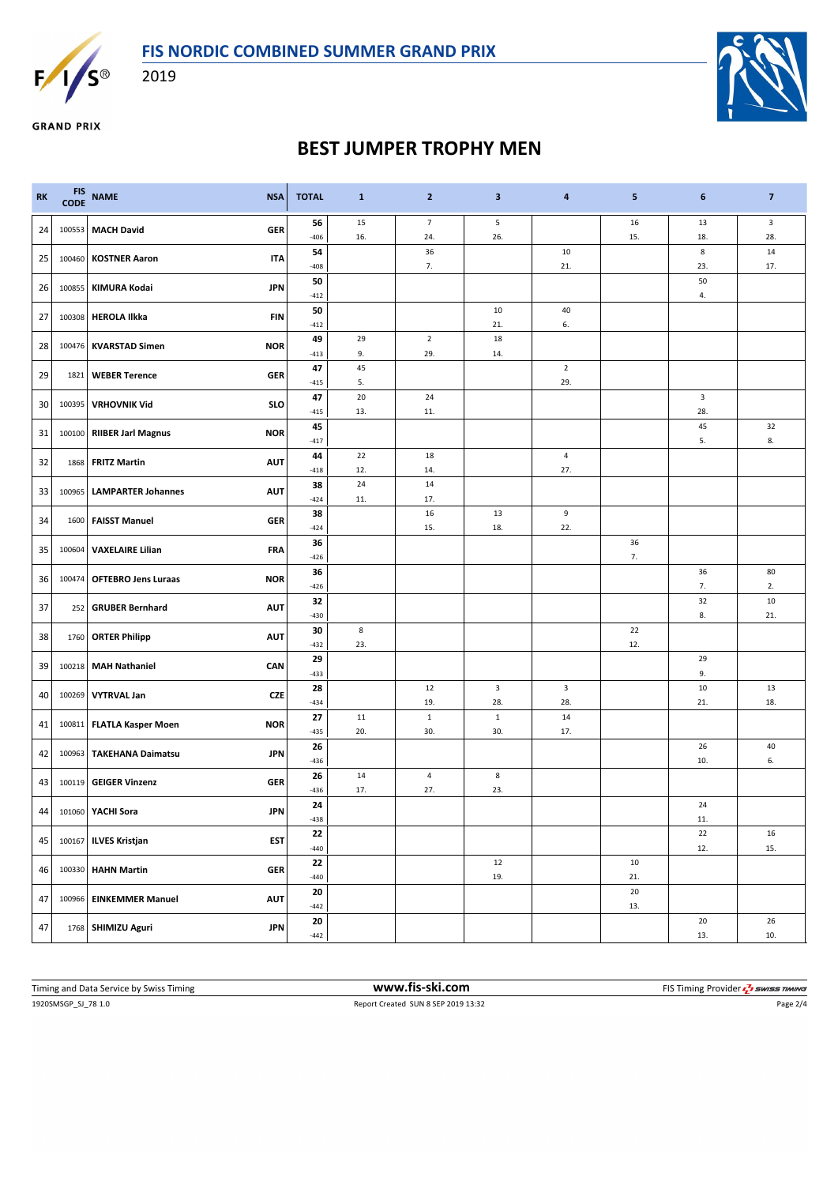# FIS NORDIC COMBINED SUMMER GRAND PRIX

2019

**GRAND PRIX**

## BEST JUMPER TROPHY MEN

| RK | FIS CODE | NAME | NSA | TOTAL | 1 | 2 | 3 | 4 | 5 | 6 | 7 |
|---|---|---|---|---|---|---|---|---|---|---|---|
| 24 | 100553 | **MACH David** | GER | **56** -406 | 15 16. | 7 24. | 5 26. | | 16 15. | 13 18. | 3 28. |
| 25 | 100460 | **KOSTNER Aaron** | ITA | **54** -408 | | 36 7. | | 10 21. | | 8 23. | 14 17. |
| 26 | 100855 | **KIMURA Kodai** | JPN | **50** -412 | | | | | | 50 4. | |
| 27 | 100308 | **HEROLA Ilkka** | FIN | **50** -412 | | | 10 21. | 40 6. | | | |
| 28 | 100476 | **KVARSTAD Simen** | NOR | **49** -413 | 29 9. | 2 29. | 18 14. | | | | |
| 29 | 1821 | **WEBER Terence** | GER | **47** -415 | 45 5. | | | 2 29. | | | |
| 30 | 100395 | **VRHOVNIK Vid** | SLO | **47** -415 | 20 13. | 24 11. | | | | 3 28. | |
| 31 | 100100 | **RIIBER Jarl Magnus** | NOR | **45** -417 | | | | | | 45 5. | 32 8. |
| 32 | 1868 | **FRITZ Martin** | AUT | **44** -418 | 22 12. | 18 14. | | 4 27. | | | |
| 33 | 100965 | **LAMPARTER Johannes** | AUT | **38** -424 | 24 11. | 14 17. | | | | | |
| 34 | 1600 | **FAISST Manuel** | GER | **38** -424 | | 16 15. | 13 18. | 9 22. | | | |
| 35 | 100604 | **VAXELAIRE Lilian** | FRA | **36** -426 | | | | | 36 7. | | |
| 36 | 100474 | **OFTEBRO Jens Luraas** | NOR | **36** -426 | | | | | | 36 7. | 80 2. |
| 37 | 252 | **GRUBER Bernhard** | AUT | **32** -430 | | | | | | 32 8. | 10 21. |
| 38 | 1760 | **ORTER Philipp** | AUT | **30** -432 | 8 23. | | | | 22 12. | | |
| 39 | 100218 | **MAH Nathaniel** | CAN | **29** -433 | | | | | | 29 9. | |
| 40 | 100269 | **VYTRVAL Jan** | CZE | **28** -434 | | 12 19. | 3 28. | 3 28. | | 10 21. | 13 18. |
| 41 | 100811 | **FLATLA Kasper Moen** | NOR | **27** -435 | 11 20. | 1 30. | 1 30. | 14 17. | | | |
| 42 | 100963 | **TAKEHANA Daimatsu** | JPN | **26** -436 | | | | | | 26 10. | 40 6. |
| 43 | 100119 | **GEIGER Vinzenz** | GER | **26** -436 | 14 17. | 4 27. | 8 23. | | | | |
| 44 | 101060 | **YACHI Sora** | JPN | **24** -438 | | | | | | 24 11. | |
| 45 | 100167 | **ILVES Kristjan** | EST | **22** -440 | | | | | | 22 12. | 16 15. |
| 46 | 100330 | **HAHN Martin** | GER | **22** -440 | | | 12 19. | | 10 21. | | |
| 47 | 100966 | **EINKEMMER Manuel** | AUT | **20** -442 | | | | | 20 13. | | |
| 47 | 1768 | **SHIMIZU Aguri** | JPN | **20** -442 | | | | | | 20 13. | 26 10. |

Timing and Data Service by Swiss Timing — www.fis-ski.com — FIS Timing Provider SWISS TIMING

1920SMSGP_SJ_78 1.0 — Report Created SUN 8 SEP 2019 13:32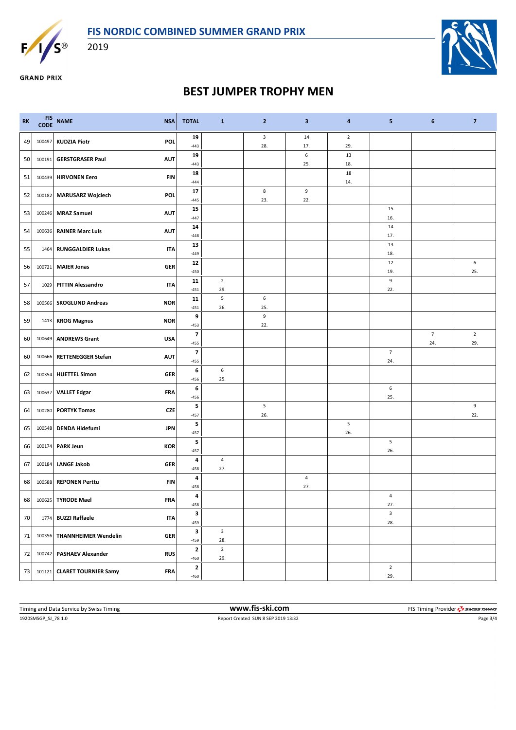# FIS NORDIC COMBINED SUMMER GRAND PRIX

2019

GRAND PRIX

## BEST JUMPER TROPHY MEN

| RK | FIS CODE | NAME | NSA | TOTAL | 1 | 2 | 3 | 4 | 5 | 6 | 7 |
|---|---|---|---|---|---|---|---|---|---|---|---|
| 49 | 100497 | KUDZIA Piotr | POL | 19<br>-443 | | 3<br>28. | 14<br>17. | 2<br>29. | | | |
| 50 | 100191 | GERSTGRASER Paul | AUT | 19<br>-443 | | | 6<br>25. | 13<br>18. | | | |
| 51 | 100439 | HIRVONEN Eero | FIN | 18<br>-444 | | | | 18<br>14. | | | |
| 52 | 100182 | MARUSARZ Wojciech | POL | 17<br>-445 | | 8<br>23. | 9<br>22. | | | | |
| 53 | 100246 | MRAZ Samuel | AUT | 15<br>-447 | | | | | 15<br>16. | | |
| 54 | 100636 | RAINER Marc Luis | AUT | 14<br>-448 | | | | | 14<br>17. | | |
| 55 | 1464 | RUNGGALDIER Lukas | ITA | 13<br>-449 | | | | | 13<br>18. | | |
| 56 | 100721 | MAIER Jonas | GER | 12<br>-450 | | | | | 12<br>19. | | 6<br>25. |
| 57 | 1029 | PITTIN Alessandro | ITA | 11<br>-451 | 2<br>29. | | | | 9<br>22. | | |
| 58 | 100566 | SKOGLUND Andreas | NOR | 11<br>-451 | 5<br>26. | 6<br>25. | | | | | |
| 59 | 1413 | KROG Magnus | NOR | 9<br>-453 | | 9<br>22. | | | | | |
| 60 | 100649 | ANDREWS Grant | USA | 7<br>-455 | | | | | | 7<br>24. | 2<br>29. |
| 60 | 100666 | RETTENEGGER Stefan | AUT | 7<br>-455 | | | | | 7<br>24. | | |
| 62 | 100354 | HUETTEL Simon | GER | 6<br>-456 | 6<br>25. | | | | | | |
| 63 | 100637 | VALLET Edgar | FRA | 6<br>-456 | | | | | 6<br>25. | | |
| 64 | 100280 | PORTYK Tomas | CZE | 5<br>-457 | | 5<br>26. | | | | | 9<br>22. |
| 65 | 100548 | DENDA Hidefumi | JPN | 5<br>-457 | | | | 5<br>26. | | | |
| 66 | 100174 | PARK Jeun | KOR | 5<br>-457 | | | | | 5<br>26. | | |
| 67 | 100184 | LANGE Jakob | GER | 4<br>-458 | 4<br>27. | | | | | | |
| 68 | 100588 | REPONEN Perttu | FIN | 4<br>-458 | | | 4<br>27. | | | | |
| 68 | 100625 | TYRODE Mael | FRA | 4<br>-458 | | | | | 4<br>27. | | |
| 70 | 1774 | BUZZI Raffaele | ITA | 3<br>-459 | | | | | 3<br>28. | | |
| 71 | 100356 | THANNHEIMER Wendelin | GER | 3<br>-459 | 3<br>28. | | | | | | |
| 72 | 100742 | PASHAEV Alexander | RUS | 2<br>-460 | 2<br>29. | | | | | | |
| 73 | 101121 | CLARET TOURNIER Samy | FRA | 2<br>-460 | | | | | 2<br>29. | | |

Timing and Data Service by Swiss Timing — www.fis-ski.com — FIS Timing Provider SWISS TIMING

1920SMSGP_SJ_78 1.0 — Report Created SUN 8 SEP 2019 13:32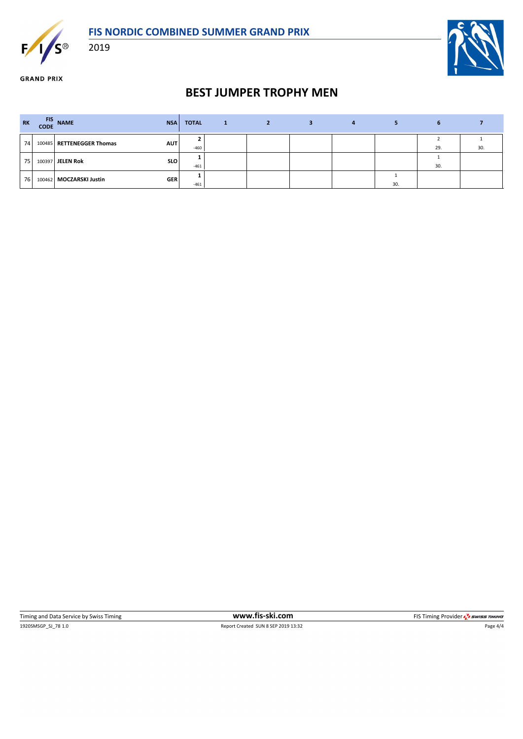FIS NORDIC COMBINED SUMMER GRAND PRIX

2019

GRAND PRIX

# BEST JUMPER TROPHY MEN

| RK | FIS CODE | NAME | NSA | TOTAL | 1 | 2 | 3 | 4 | 5 | 6 | 7 |
|---|---|---|---|---|---|---|---|---|---|---|---|
| 74 | 100485 | **RETTENEGGER Thomas** | **AUT** | **2** -460 | | | | | | 2 29. | 1 30. |
| 75 | 100397 | **JELEN Rok** | **SLO** | **1** -461 | | | | | | 1 30. | |
| 76 | 100462 | **MOCZARSKI Justin** | **GER** | **1** -461 | | | | | 1 30. | | |

Timing and Data Service by Swiss Timing

www.fis-ski.com

FIS Timing Provider SWISS TIMING

1920SMSGP_SJ_78 1.0

Report Created SUN 8 SEP 2019 13:32